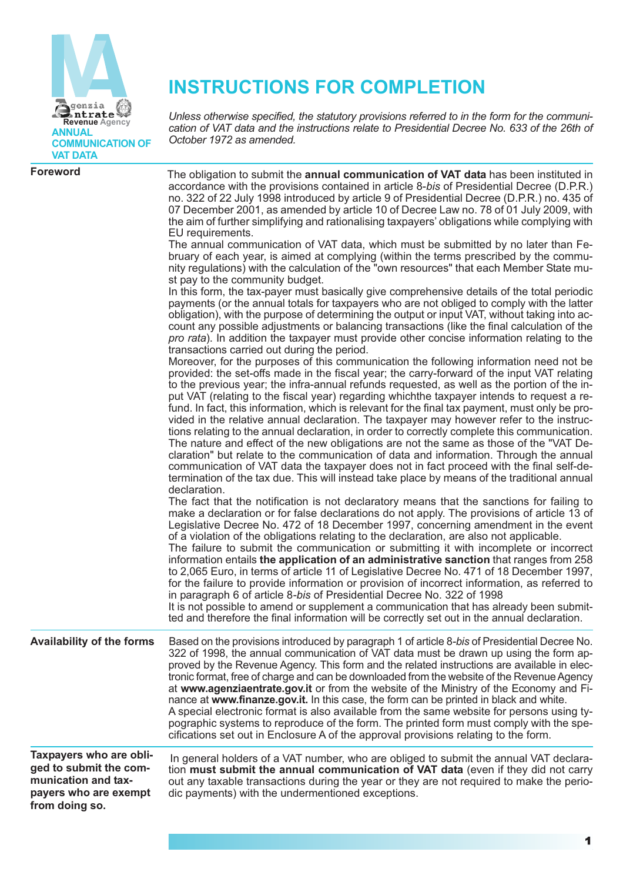Agenzia Entrate Revenue Agency

**ANNUAL COMMUNICATION OF VAT DATA**

# INSTRUCTIONS FOR COMPLETION

*Unless otherwise specified, the statutory provisions referred to in the form for the communication of VAT data and the instructions relate to Presidential Decree No. 633 of the 26th of October 1972 as amended.*

## Foreword

The obligation to submit the **annual communication of VAT data** has been instituted in accordance with the provisions contained in article 8-*bis* of Presidential Decree (D.P.R.) no. 322 of 22 July 1998 introduced by article 9 of Presidential Decree (D.P.R.) no. 435 of 07 December 2001, as amended by article 10 of Decree Law no. 78 of 01 July 2009, with the aim of further simplifying and rationalising taxpayers' obligations while complying with EU requirements.

The annual communication of VAT data, which must be submitted by no later than February of each year, is aimed at complying (within the terms prescribed by the community regulations) with the calculation of the "own resources" that each Member State must pay to the community budget.

In this form, the tax-payer must basically give comprehensive details of the total periodic payments (or the annual totals for taxpayers who are not obliged to comply with the latter obligation), with the purpose of determining the output or input VAT, without taking into account any possible adjustments or balancing transactions (like the final calculation of the *pro rata*). In addition the taxpayer must provide other concise information relating to the transactions carried out during the period.

Moreover, for the purposes of this communication the following information need not be provided: the set-offs made in the fiscal year; the carry-forward of the input VAT relating to the previous year; the infra-annual refunds requested, as well as the portion of the input VAT (relating to the fiscal year) regarding whichthe taxpayer intends to request a refund. In fact, this information, which is relevant for the final tax payment, must only be provided in the relative annual declaration. The taxpayer may however refer to the instructions relating to the annual declaration, in order to correctly complete this communication.

The nature and effect of the new obligations are not the same as those of the "VAT Declaration" but relate to the communication of data and information. Through the annual communication of VAT data the taxpayer does not in fact proceed with the final self-determination of the tax due. This will instead take place by means of the traditional annual declaration.

The fact that the notification is not declaratory means that the sanctions for failing to make a declaration or for false declarations do not apply. The provisions of article 13 of Legislative Decree No. 472 of 18 December 1997, concerning amendment in the event of a violation of the obligations relating to the declaration, are also not applicable.

The failure to submit the communication or submitting it with incomplete or incorrect information entails **the application of an administrative sanction** that ranges from 258 to 2,065 Euro, in terms of article 11 of Legislative Decree No. 471 of 18 December 1997, for the failure to provide information or provision of incorrect information, as referred to in paragraph 6 of article 8-*bis* of Presidential Decree No. 322 of 1998

It is not possible to amend or supplement a communication that has already been submitted and therefore the final information will be correctly set out in the annual declaration.

## Availability of the forms

Based on the provisions introduced by paragraph 1 of article 8-*bis* of Presidential Decree No. 322 of 1998, the annual communication of VAT data must be drawn up using the form approved by the Revenue Agency. This form and the related instructions are available in electronic format, free of charge and can be downloaded from the website of the Revenue Agency at **www.agenziaentrate.gov.it** or from the website of the Ministry of the Economy and Finance at **www.finanze.gov.it.** In this case, the form can be printed in black and white.

A special electronic format is also available from the same website for persons using typographic systems to reproduce of the form. The printed form must comply with the specifications set out in Enclosure A of the approval provisions relating to the form.

## Taxpayers who are obliged to submit the communication and taxpayers who are exempt from doing so.

In general holders of a VAT number, who are obliged to submit the annual VAT declaration **must submit the annual communication of VAT data** (even if they did not carry out any taxable transactions during the year or they are not required to make the periodic payments) with the undermentioned exceptions.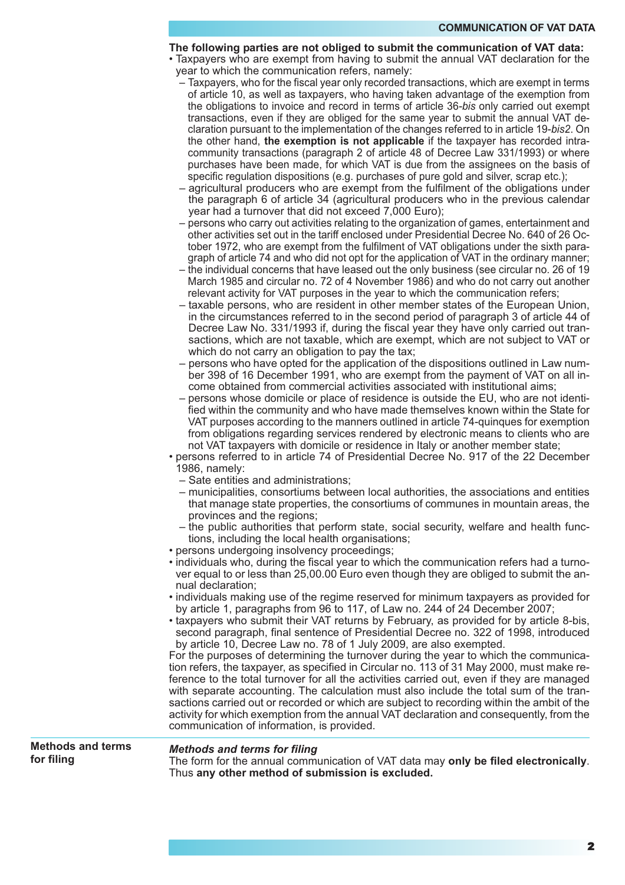**The following parties are not obliged to submit the communication of VAT data:**

- Taxpayers who are exempt from having to submit the annual VAT declaration for the year to which the communication refers, namely:
  - Taxpayers, who for the fiscal year only recorded transactions, which are exempt in terms of article 10, as well as taxpayers, who having taken advantage of the exemption from the obligations to invoice and record in terms of article 36-*bis* only carried out exempt transactions, even if they are obliged for the same year to submit the annual VAT declaration pursuant to the implementation of the changes referred to in article 19-*bis2*. On the other hand, **the exemption is not applicable** if the taxpayer has recorded intra-community transactions (paragraph 2 of article 48 of Decree Law 331/1993) or where purchases have been made, for which VAT is due from the assignees on the basis of specific regulation dispositions (e.g. purchases of pure gold and silver, scrap etc.);
  - agricultural producers who are exempt from the fulfilment of the obligations under the paragraph 6 of article 34 (agricultural producers who in the previous calendar year had a turnover that did not exceed 7,000 Euro);
  - persons who carry out activities relating to the organization of games, entertainment and other activities set out in the tariff enclosed under Presidential Decree No. 640 of 26 October 1972, who are exempt from the fulfilment of VAT obligations under the sixth paragraph of article 74 and who did not opt for the application of VAT in the ordinary manner;
  - the individual concerns that have leased out the only business (see circular no. 26 of 19 March 1985 and circular no. 72 of 4 November 1986) and who do not carry out another relevant activity for VAT purposes in the year to which the communication refers;
  - taxable persons, who are resident in other member states of the European Union, in the circumstances referred to in the second period of paragraph 3 of article 44 of Decree Law No. 331/1993 if, during the fiscal year they have only carried out transactions, which are not taxable, which are exempt, which are not subject to VAT or which do not carry an obligation to pay the tax;
  - persons who have opted for the application of the dispositions outlined in Law number 398 of 16 December 1991, who are exempt from the payment of VAT on all income obtained from commercial activities associated with institutional aims;
  - persons whose domicile or place of residence is outside the EU, who are not identified within the community and who have made themselves known within the State for VAT purposes according to the manners outlined in article 74-quinques for exemption from obligations regarding services rendered by electronic means to clients who are not VAT taxpayers with domicile or residence in Italy or another member state;
- persons referred to in article 74 of Presidential Decree No. 917 of the 22 December 1986, namely:
  - Sate entities and administrations;
  - municipalities, consortiums between local authorities, the associations and entities that manage state properties, the consortiums of communes in mountain areas, the provinces and the regions;
  - the public authorities that perform state, social security, welfare and health functions, including the local health organisations;
- persons undergoing insolvency proceedings;
- individuals who, during the fiscal year to which the communication refers had a turnover equal to or less than 25,00.00 Euro even though they are obliged to submit the annual declaration;
- individuals making use of the regime reserved for minimum taxpayers as provided for by article 1, paragraphs from 96 to 117, of Law no. 244 of 24 December 2007;
- taxpayers who submit their VAT returns by February, as provided for by article 8-bis, second paragraph, final sentence of Presidential Decree no. 322 of 1998, introduced by article 10, Decree Law no. 78 of 1 July 2009, are also exempted.

For the purposes of determining the turnover during the year to which the communication refers, the taxpayer, as specified in Circular no. 113 of 31 May 2000, must make reference to the total turnover for all the activities carried out, even if they are managed with separate accounting. The calculation must also include the total sum of the transactions carried out or recorded or which are subject to recording within the ambit of the activity for which exemption from the annual VAT declaration and consequently, from the communication of information, is provided.

## Methods and terms for filing

***Methods and terms for filing***

The form for the annual communication of VAT data may **only be filed electronically**. Thus **any other method of submission is excluded.**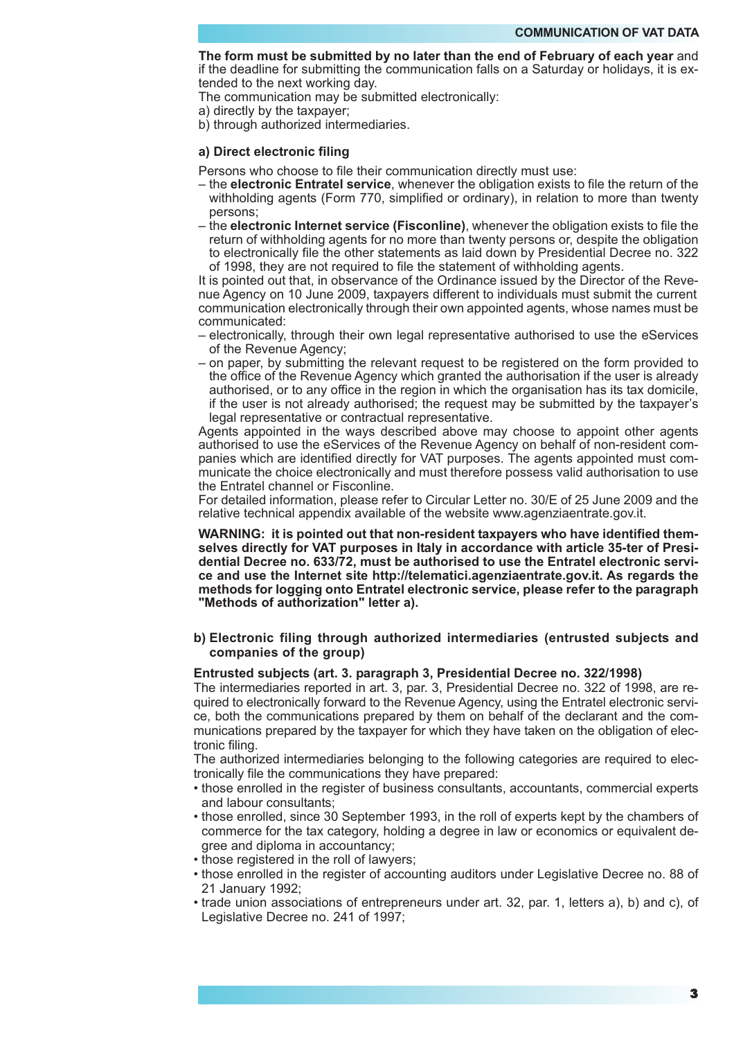**The form must be submitted by no later than the end of February of each year** and if the deadline for submitting the communication falls on a Saturday or holidays, it is extended to the next working day.

The communication may be submitted electronically:

a) directly by the taxpayer;

b) through authorized intermediaries.

### a) Direct electronic filing

Persons who choose to file their communication directly must use:

– the **electronic Entratel service**, whenever the obligation exists to file the return of the withholding agents (Form 770, simplified or ordinary), in relation to more than twenty persons;

– the **electronic Internet service (Fisconline)**, whenever the obligation exists to file the return of withholding agents for no more than twenty persons or, despite the obligation to electronically file the other statements as laid down by Presidential Decree no. 322 of 1998, they are not required to file the statement of withholding agents.

It is pointed out that, in observance of the Ordinance issued by the Director of the Revenue Agency on 10 June 2009, taxpayers different to individuals must submit the current communication electronically through their own appointed agents, whose names must be communicated:

– electronically, through their own legal representative authorised to use the eServices of the Revenue Agency;

– on paper, by submitting the relevant request to be registered on the form provided to the office of the Revenue Agency which granted the authorisation if the user is already authorised, or to any office in the region in which the organisation has its tax domicile, if the user is not already authorised; the request may be submitted by the taxpayer's legal representative or contractual representative.

Agents appointed in the ways described above may choose to appoint other agents authorised to use the eServices of the Revenue Agency on behalf of non-resident companies which are identified directly for VAT purposes. The agents appointed must communicate the choice electronically and must therefore possess valid authorisation to use the Entratel channel or Fisconline.

For detailed information, please refer to Circular Letter no. 30/E of 25 June 2009 and the relative technical appendix available of the website www.agenziaentrate.gov.it.

**WARNING: it is pointed out that non-resident taxpayers who have identified themselves directly for VAT purposes in Italy in accordance with article 35-ter of Presidential Decree no. 633/72, must be authorised to use the Entratel electronic service and use the Internet site http://telematici.agenziaentrate.gov.it. As regards the methods for logging onto Entratel electronic service, please refer to the paragraph "Methods of authorization" letter a).**

### b) Electronic filing through authorized intermediaries (entrusted subjects and companies of the group)

**Entrusted subjects (art. 3. paragraph 3, Presidential Decree no. 322/1998)**

The intermediaries reported in art. 3, par. 3, Presidential Decree no. 322 of 1998, are required to electronically forward to the Revenue Agency, using the Entratel electronic service, both the communications prepared by them on behalf of the declarant and the communications prepared by the taxpayer for which they have taken on the obligation of electronic filing.

The authorized intermediaries belonging to the following categories are required to electronically file the communications they have prepared:

- those enrolled in the register of business consultants, accountants, commercial experts and labour consultants;
- those enrolled, since 30 September 1993, in the roll of experts kept by the chambers of commerce for the tax category, holding a degree in law or economics or equivalent degree and diploma in accountancy;
- those registered in the roll of lawyers;
- those enrolled in the register of accounting auditors under Legislative Decree no. 88 of 21 January 1992;
- trade union associations of entrepreneurs under art. 32, par. 1, letters a), b) and c), of Legislative Decree no. 241 of 1997;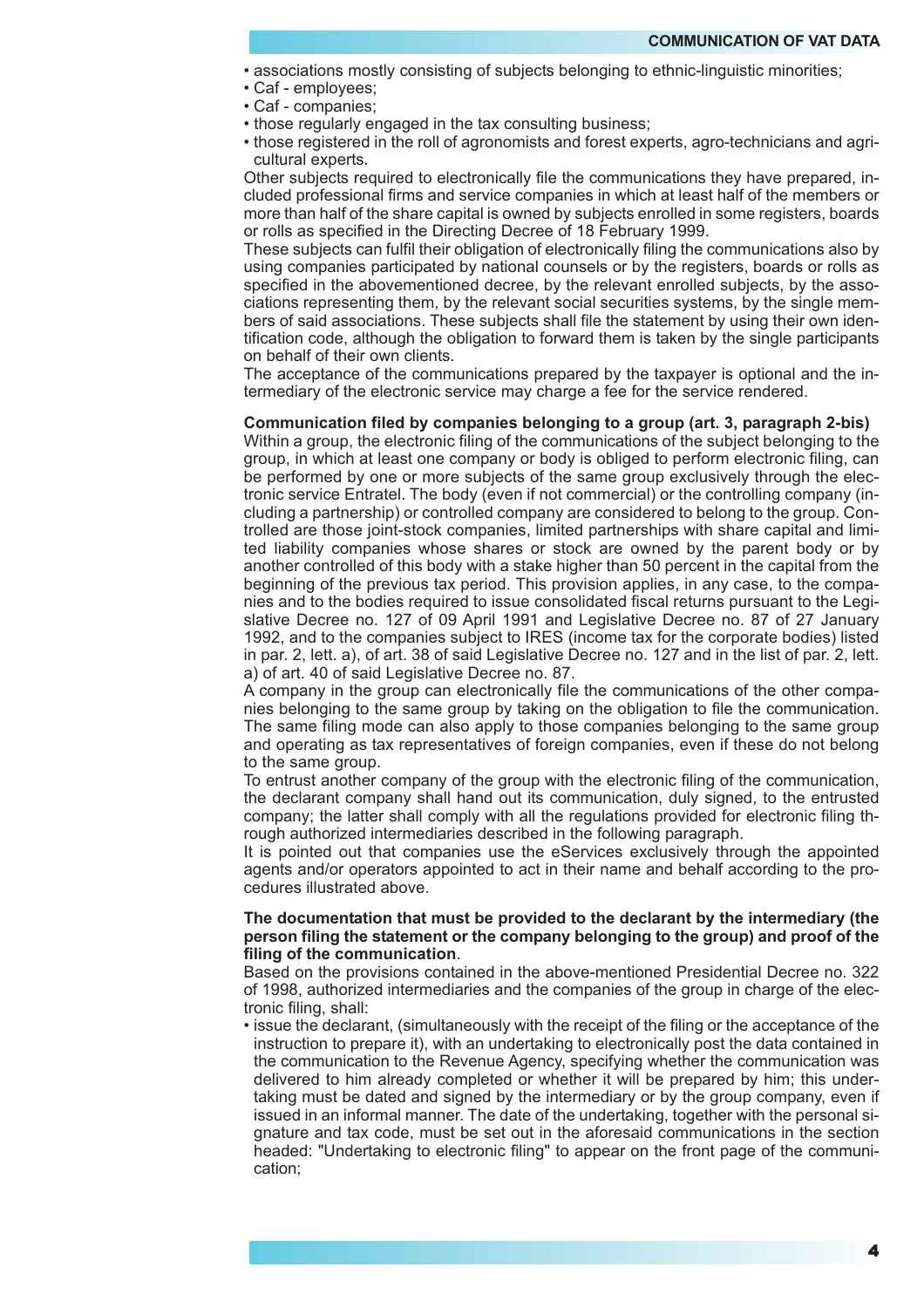- associations mostly consisting of subjects belonging to ethnic-linguistic minorities;
- Caf - employees;
- Caf - companies;
- those regularly engaged in the tax consulting business;
- those registered in the roll of agronomists and forest experts, agro-technicians and agricultural experts.

Other subjects required to electronically file the communications they have prepared, included professional firms and service companies in which at least half of the members or more than half of the share capital is owned by subjects enrolled in some registers, boards or rolls as specified in the Directing Decree of 18 February 1999.

These subjects can fulfil their obligation of electronically filing the communications also by using companies participated by national counsels or by the registers, boards or rolls as specified in the abovementioned decree, by the relevant enrolled subjects, by the associations representing them, by the relevant social securities systems, by the single members of said associations. These subjects shall file the statement by using their own identification code, although the obligation to forward them is taken by the single participants on behalf of their own clients.

The acceptance of the communications prepared by the taxpayer is optional and the intermediary of the electronic service may charge a fee for the service rendered.

**Communication filed by companies belonging to a group (art. 3, paragraph 2-bis)**

Within a group, the electronic filing of the communications of the subject belonging to the group, in which at least one company or body is obliged to perform electronic filing, can be performed by one or more subjects of the same group exclusively through the electronic service Entratel. The body (even if not commercial) or the controlling company (including a partnership) or controlled company are considered to belong to the group. Controlled are those joint-stock companies, limited partnerships with share capital and limited liability companies whose shares or stock are owned by the parent body or by another controlled of this body with a stake higher than 50 percent in the capital from the beginning of the previous tax period. This provision applies, in any case, to the companies and to the bodies required to issue consolidated fiscal returns pursuant to the Legislative Decree no. 127 of 09 April 1991 and Legislative Decree no. 87 of 27 January 1992, and to the companies subject to IRES (income tax for the corporate bodies) listed in par. 2, lett. a), of art. 38 of said Legislative Decree no. 127 and in the list of par. 2, lett. a) of art. 40 of said Legislative Decree no. 87.

A company in the group can electronically file the communications of the other companies belonging to the same group by taking on the obligation to file the communication. The same filing mode can also apply to those companies belonging to the same group and operating as tax representatives of foreign companies, even if these do not belong to the same group.

To entrust another company of the group with the electronic filing of the communication, the declarant company shall hand out its communication, duly signed, to the entrusted company; the latter shall comply with all the regulations provided for electronic filing through authorized intermediaries described in the following paragraph.

It is pointed out that companies use the eServices exclusively through the appointed agents and/or operators appointed to act in their name and behalf according to the procedures illustrated above.

**The documentation that must be provided to the declarant by the intermediary (the person filing the statement or the company belonging to the group) and proof of the filing of the communication**.

Based on the provisions contained in the above-mentioned Presidential Decree no. 322 of 1998, authorized intermediaries and the companies of the group in charge of the electronic filing, shall:

- issue the declarant, (simultaneously with the receipt of the filing or the acceptance of the instruction to prepare it), with an undertaking to electronically post the data contained in the communication to the Revenue Agency, specifying whether the communication was delivered to him already completed or whether it will be prepared by him; this undertaking must be dated and signed by the intermediary or by the group company, even if issued in an informal manner. The date of the undertaking, together with the personal signature and tax code, must be set out in the aforesaid communications in the section headed: "Undertaking to electronic filing" to appear on the front page of the communication;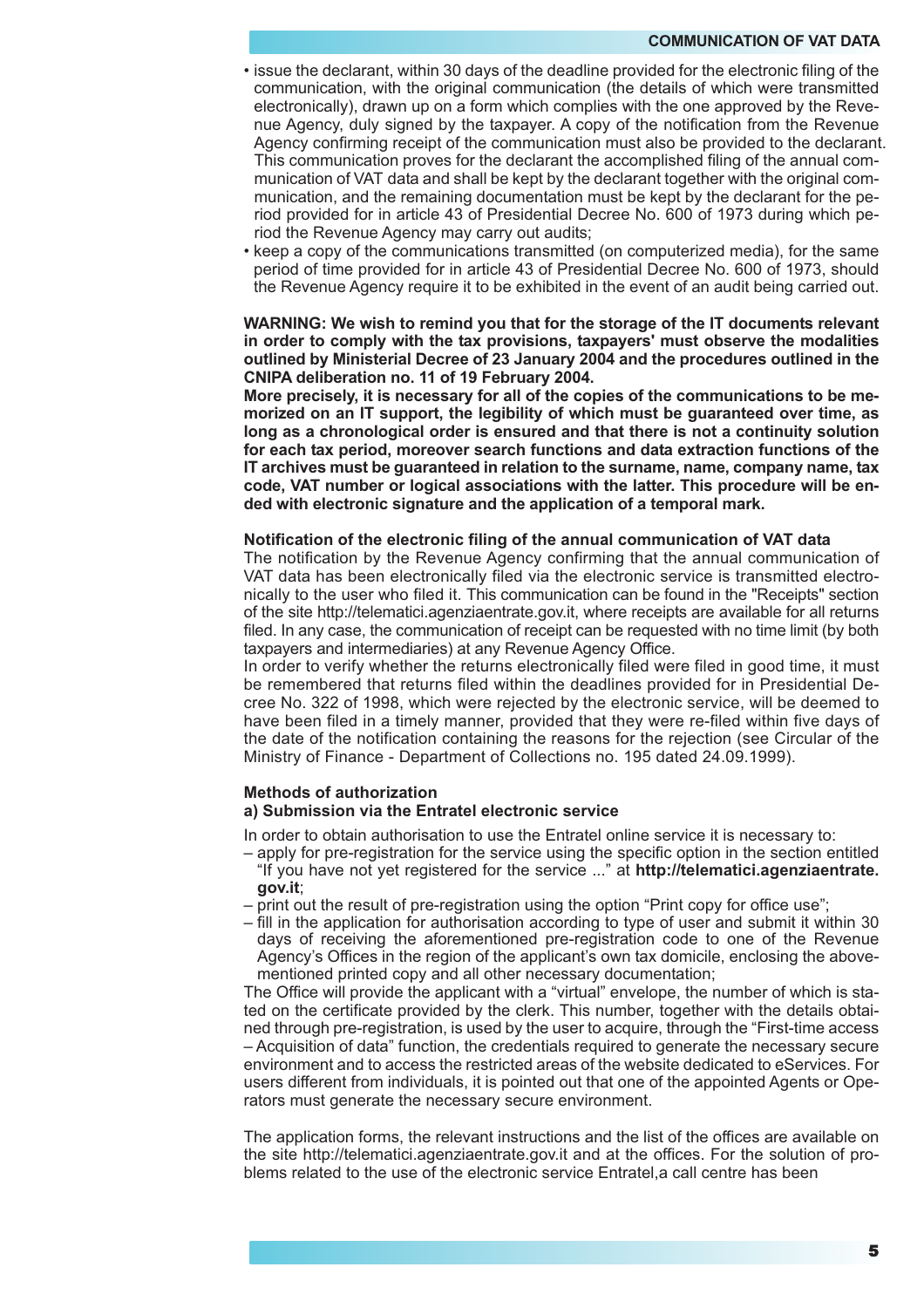- issue the declarant, within 30 days of the deadline provided for the electronic filing of the communication, with the original communication (the details of which were transmitted electronically), drawn up on a form which complies with the one approved by the Revenue Agency, duly signed by the taxpayer. A copy of the notification from the Revenue Agency confirming receipt of the communication must also be provided to the declarant. This communication proves for the declarant the accomplished filing of the annual communication of VAT data and shall be kept by the declarant together with the original communication, and the remaining documentation must be kept by the declarant for the period provided for in article 43 of Presidential Decree No. 600 of 1973 during which period the Revenue Agency may carry out audits;
- keep a copy of the communications transmitted (on computerized media), for the same period of time provided for in article 43 of Presidential Decree No. 600 of 1973, should the Revenue Agency require it to be exhibited in the event of an audit being carried out.

**WARNING: We wish to remind you that for the storage of the IT documents relevant in order to comply with the tax provisions, taxpayers' must observe the modalities outlined by Ministerial Decree of 23 January 2004 and the procedures outlined in the CNIPA deliberation no. 11 of 19 February 2004.**
**More precisely, it is necessary for all of the copies of the communications to be memorized on an IT support, the legibility of which must be guaranteed over time, as long as a chronological order is ensured and that there is not a continuity solution for each tax period, moreover search functions and data extraction functions of the IT archives must be guaranteed in relation to the surname, name, company name, tax code, VAT number or logical associations with the latter. This procedure will be ended with electronic signature and the application of a temporal mark.**

**Notification of the electronic filing of the annual communication of VAT data**

The notification by the Revenue Agency confirming that the annual communication of VAT data has been electronically filed via the electronic service is transmitted electronically to the user who filed it. This communication can be found in the "Receipts" section of the site http://telematici.agenziaentrate.gov.it, where receipts are available for all returns filed. In any case, the communication of receipt can be requested with no time limit (by both taxpayers and intermediaries) at any Revenue Agency Office.

In order to verify whether the returns electronically filed were filed in good time, it must be remembered that returns filed within the deadlines provided for in Presidential Decree No. 322 of 1998, which were rejected by the electronic service, will be deemed to have been filed in a timely manner, provided that they were re-filed within five days of the date of the notification containing the reasons for the rejection (see Circular of the Ministry of Finance - Department of Collections no. 195 dated 24.09.1999).

**Methods of authorization**

**a) Submission via the Entratel electronic service**

In order to obtain authorisation to use the Entratel online service it is necessary to:

- apply for pre-registration for the service using the specific option in the section entitled "If you have not yet registered for the service ..." at **http://telematici.agenziaentrate.gov.it**;
- print out the result of pre-registration using the option "Print copy for office use";
- fill in the application for authorisation according to type of user and submit it within 30 days of receiving the aforementioned pre-registration code to one of the Revenue Agency's Offices in the region of the applicant's own tax domicile, enclosing the abovementioned printed copy and all other necessary documentation;

The Office will provide the applicant with a "virtual" envelope, the number of which is stated on the certificate provided by the clerk. This number, together with the details obtained through pre-registration, is used by the user to acquire, through the "First-time access – Acquisition of data" function, the credentials required to generate the necessary secure environment and to access the restricted areas of the website dedicated to eServices. For users different from individuals, it is pointed out that one of the appointed Agents or Operators must generate the necessary secure environment.

The application forms, the relevant instructions and the list of the offices are available on the site http://telematici.agenziaentrate.gov.it and at the offices. For the solution of problems related to the use of the electronic service Entratel,a call centre has been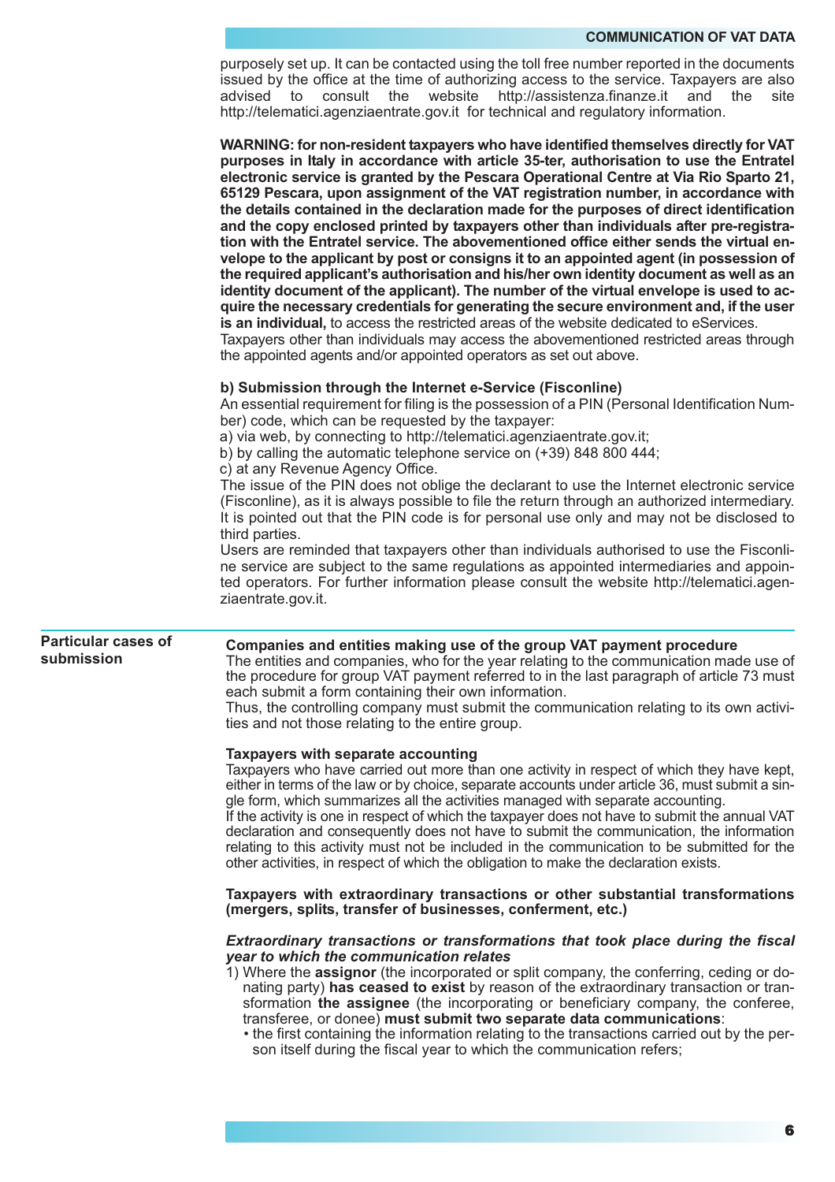purposely set up. It can be contacted using the toll free number reported in the documents issued by the office at the time of authorizing access to the service. Taxpayers are also advised to consult the website http://assistenza.finanze.it and the site http://telematici.agenziaentrate.gov.it for technical and regulatory information.

**WARNING: for non-resident taxpayers who have identified themselves directly for VAT purposes in Italy in accordance with article 35-ter, authorisation to use the Entratel electronic service is granted by the Pescara Operational Centre at Via Rio Sparto 21, 65129 Pescara, upon assignment of the VAT registration number, in accordance with the details contained in the declaration made for the purposes of direct identification and the copy enclosed printed by taxpayers other than individuals after pre-registration with the Entratel service. The abovementioned office either sends the virtual envelope to the applicant by post or consigns it to an appointed agent (in possession of the required applicant's authorisation and his/her own identity document as well as an identity document of the applicant). The number of the virtual envelope is used to acquire the necessary credentials for generating the secure environment and, if the user is an individual,** to access the restricted areas of the website dedicated to eServices. Taxpayers other than individuals may access the abovementioned restricted areas through the appointed agents and/or appointed operators as set out above.

**b) Submission through the Internet e-Service (Fisconline)**

An essential requirement for filing is the possession of a PIN (Personal Identification Number) code, which can be requested by the taxpayer:

a) via web, by connecting to http://telematici.agenziaentrate.gov.it;
b) by calling the automatic telephone service on (+39) 848 800 444;
c) at any Revenue Agency Office.

The issue of the PIN does not oblige the declarant to use the Internet electronic service (Fisconline), as it is always possible to file the return through an authorized intermediary. It is pointed out that the PIN code is for personal use only and may not be disclosed to third parties.

Users are reminded that taxpayers other than individuals authorised to use the Fisconline service are subject to the same regulations as appointed intermediaries and appointed operators. For further information please consult the website http://telematici.agenziaentrate.gov.it.

## Particular cases of submission

**Companies and entities making use of the group VAT payment procedure**

The entities and companies, who for the year relating to the communication made use of the procedure for group VAT payment referred to in the last paragraph of article 73 must each submit a form containing their own information.

Thus, the controlling company must submit the communication relating to its own activities and not those relating to the entire group.

**Taxpayers with separate accounting**

Taxpayers who have carried out more than one activity in respect of which they have kept, either in terms of the law or by choice, separate accounts under article 36, must submit a single form, which summarizes all the activities managed with separate accounting.

If the activity is one in respect of which the taxpayer does not have to submit the annual VAT declaration and consequently does not have to submit the communication, the information relating to this activity must not be included in the communication to be submitted for the other activities, in respect of which the obligation to make the declaration exists.

**Taxpayers with extraordinary transactions or other substantial transformations (mergers, splits, transfer of businesses, conferment, etc.)**

***Extraordinary transactions or transformations that took place during the fiscal year to which the communication relates***

1) Where the **assignor** (the incorporated or split company, the conferring, ceding or donating party) **has ceased to exist** by reason of the extraordinary transaction or transformation **the assignee** (the incorporating or beneficiary company, the conferee, transferee, or donee) **must submit two separate data communications**:
   - the first containing the information relating to the transactions carried out by the person itself during the fiscal year to which the communication refers;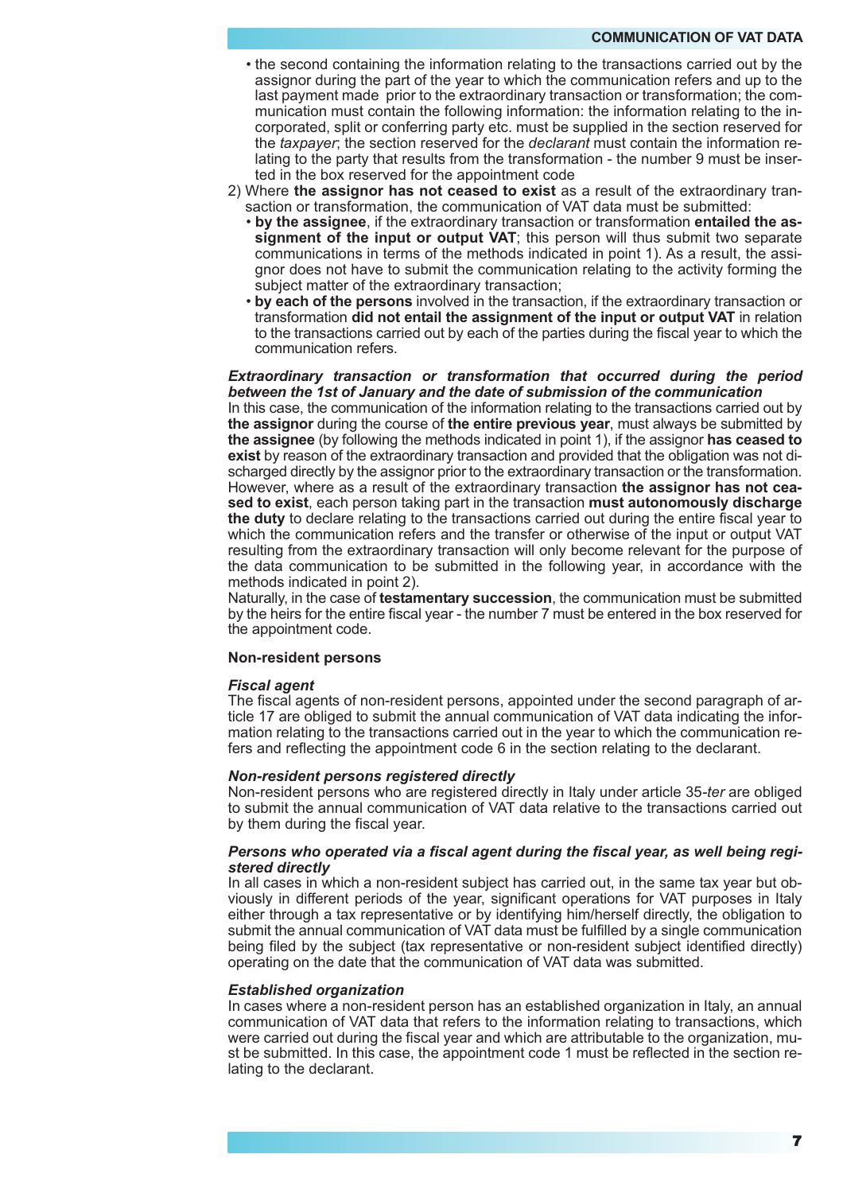- the second containing the information relating to the transactions carried out by the assignor during the part of the year to which the communication refers and up to the last payment made prior to the extraordinary transaction or transformation; the communication must contain the following information: the information relating to the incorporated, split or conferring party etc. must be supplied in the section reserved for the *taxpayer*; the section reserved for the *declarant* must contain the information relating to the party that results from the transformation - the number 9 must be inserted in the box reserved for the appointment code

2) Where **the assignor has not ceased to exist** as a result of the extraordinary transaction or transformation, the communication of VAT data must be submitted:
   - **by the assignee**, if the extraordinary transaction or transformation **entailed the assignment of the input or output VAT**; this person will thus submit two separate communications in terms of the methods indicated in point 1). As a result, the assignor does not have to submit the communication relating to the activity forming the subject matter of the extraordinary transaction;
   - **by each of the persons** involved in the transaction, if the extraordinary transaction or transformation **did not entail the assignment of the input or output VAT** in relation to the transactions carried out by each of the parties during the fiscal year to which the communication refers.

***Extraordinary transaction or transformation that occurred during the period between the 1st of January and the date of submission of the communication***

In this case, the communication of the information relating to the transactions carried out by **the assignor** during the course of **the entire previous year**, must always be submitted by **the assignee** (by following the methods indicated in point 1), if the assignor **has ceased to exist** by reason of the extraordinary transaction and provided that the obligation was not discharged directly by the assignor prior to the extraordinary transaction or the transformation. However, where as a result of the extraordinary transaction **the assignor has not ceased to exist**, each person taking part in the transaction **must autonomously discharge the duty** to declare relating to the transactions carried out during the entire fiscal year to which the communication refers and the transfer or otherwise of the input or output VAT resulting from the extraordinary transaction will only become relevant for the purpose of the data communication to be submitted in the following year, in accordance with the methods indicated in point 2).

Naturally, in the case of **testamentary succession**, the communication must be submitted by the heirs for the entire fiscal year - the number 7 must be entered in the box reserved for the appointment code.

**Non-resident persons**

***Fiscal agent***

The fiscal agents of non-resident persons, appointed under the second paragraph of article 17 are obliged to submit the annual communication of VAT data indicating the information relating to the transactions carried out in the year to which the communication refers and reflecting the appointment code 6 in the section relating to the declarant.

***Non-resident persons registered directly***

Non-resident persons who are registered directly in Italy under article 35-*ter* are obliged to submit the annual communication of VAT data relative to the transactions carried out by them during the fiscal year.

***Persons who operated via a fiscal agent during the fiscal year, as well being registered directly***

In all cases in which a non-resident subject has carried out, in the same tax year but obviously in different periods of the year, significant operations for VAT purposes in Italy either through a tax representative or by identifying him/herself directly, the obligation to submit the annual communication of VAT data must be fulfilled by a single communication being filed by the subject (tax representative or non-resident subject identified directly) operating on the date that the communication of VAT data was submitted.

***Established organization***

In cases where a non-resident person has an established organization in Italy, an annual communication of VAT data that refers to the information relating to transactions, which were carried out during the fiscal year and which are attributable to the organization, must be submitted. In this case, the appointment code 1 must be reflected in the section relating to the declarant.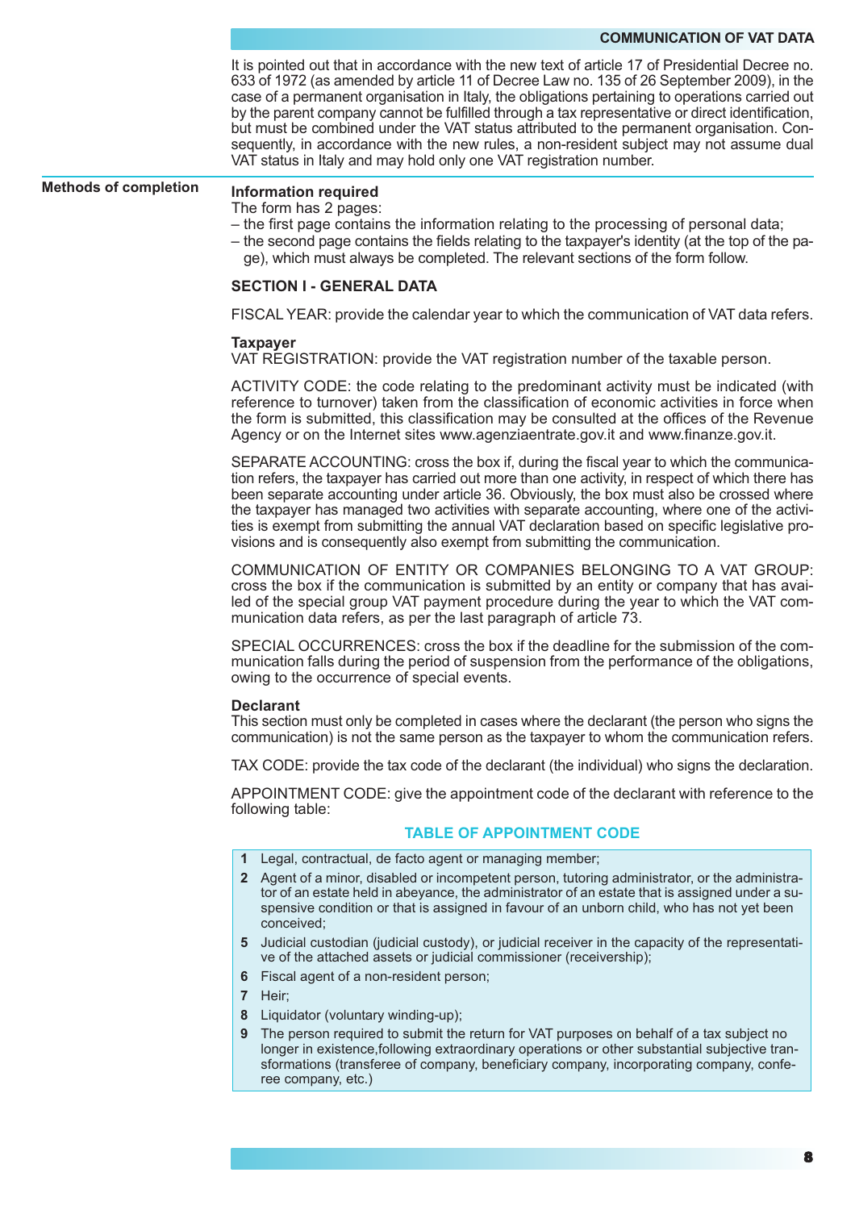It is pointed out that in accordance with the new text of article 17 of Presidential Decree no. 633 of 1972 (as amended by article 11 of Decree Law no. 135 of 26 September 2009), in the case of a permanent organisation in Italy, the obligations pertaining to operations carried out by the parent company cannot be fulfilled through a tax representative or direct identification, but must be combined under the VAT status attributed to the permanent organisation. Consequently, in accordance with the new rules, a non-resident subject may not assume dual VAT status in Italy and may hold only one VAT registration number.

## Methods of completion

**Information required**

The form has 2 pages:

– the first page contains the information relating to the processing of personal data;

– the second page contains the fields relating to the taxpayer's identity (at the top of the page), which must always be completed. The relevant sections of the form follow.

### SECTION I - GENERAL DATA

FISCAL YEAR: provide the calendar year to which the communication of VAT data refers.

**Taxpayer**

VAT REGISTRATION: provide the VAT registration number of the taxable person.

ACTIVITY CODE: the code relating to the predominant activity must be indicated (with reference to turnover) taken from the classification of economic activities in force when the form is submitted, this classification may be consulted at the offices of the Revenue Agency or on the Internet sites www.agenziaentrate.gov.it and www.finanze.gov.it.

SEPARATE ACCOUNTING: cross the box if, during the fiscal year to which the communication refers, the taxpayer has carried out more than one activity, in respect of which there has been separate accounting under article 36. Obviously, the box must also be crossed where the taxpayer has managed two activities with separate accounting, where one of the activities is exempt from submitting the annual VAT declaration based on specific legislative provisions and is consequently also exempt from submitting the communication.

COMMUNICATION OF ENTITY OR COMPANIES BELONGING TO A VAT GROUP: cross the box if the communication is submitted by an entity or company that has availed of the special group VAT payment procedure during the year to which the VAT communication data refers, as per the last paragraph of article 73.

SPECIAL OCCURRENCES: cross the box if the deadline for the submission of the communication falls during the period of suspension from the performance of the obligations, owing to the occurrence of special events.

**Declarant**

This section must only be completed in cases where the declarant (the person who signs the communication) is not the same person as the taxpayer to whom the communication refers.

TAX CODE: provide the tax code of the declarant (the individual) who signs the declaration.

APPOINTMENT CODE: give the appointment code of the declarant with reference to the following table:

**TABLE OF APPOINTMENT CODE**

| Code | Description |
|---|---|
| 1 | Legal, contractual, de facto agent or managing member; |
| 2 | Agent of a minor, disabled or incompetent person, tutoring administrator, or the administrator of an estate held in abeyance, the administrator of an estate that is assigned under a suspensive condition or that is assigned in favour of an unborn child, who has not yet been conceived; |
| 5 | Judicial custodian (judicial custody), or judicial receiver in the capacity of the representative of the attached assets or judicial commissioner (receivership); |
| 6 | Fiscal agent of a non-resident person; |
| 7 | Heir; |
| 8 | Liquidator (voluntary winding-up); |
| 9 | The person required to submit the return for VAT purposes on behalf of a tax subject no longer in existence,following extraordinary operations or other substantial subjective transformations (transferee of company, beneficiary company, incorporating company, conferee company, etc.) |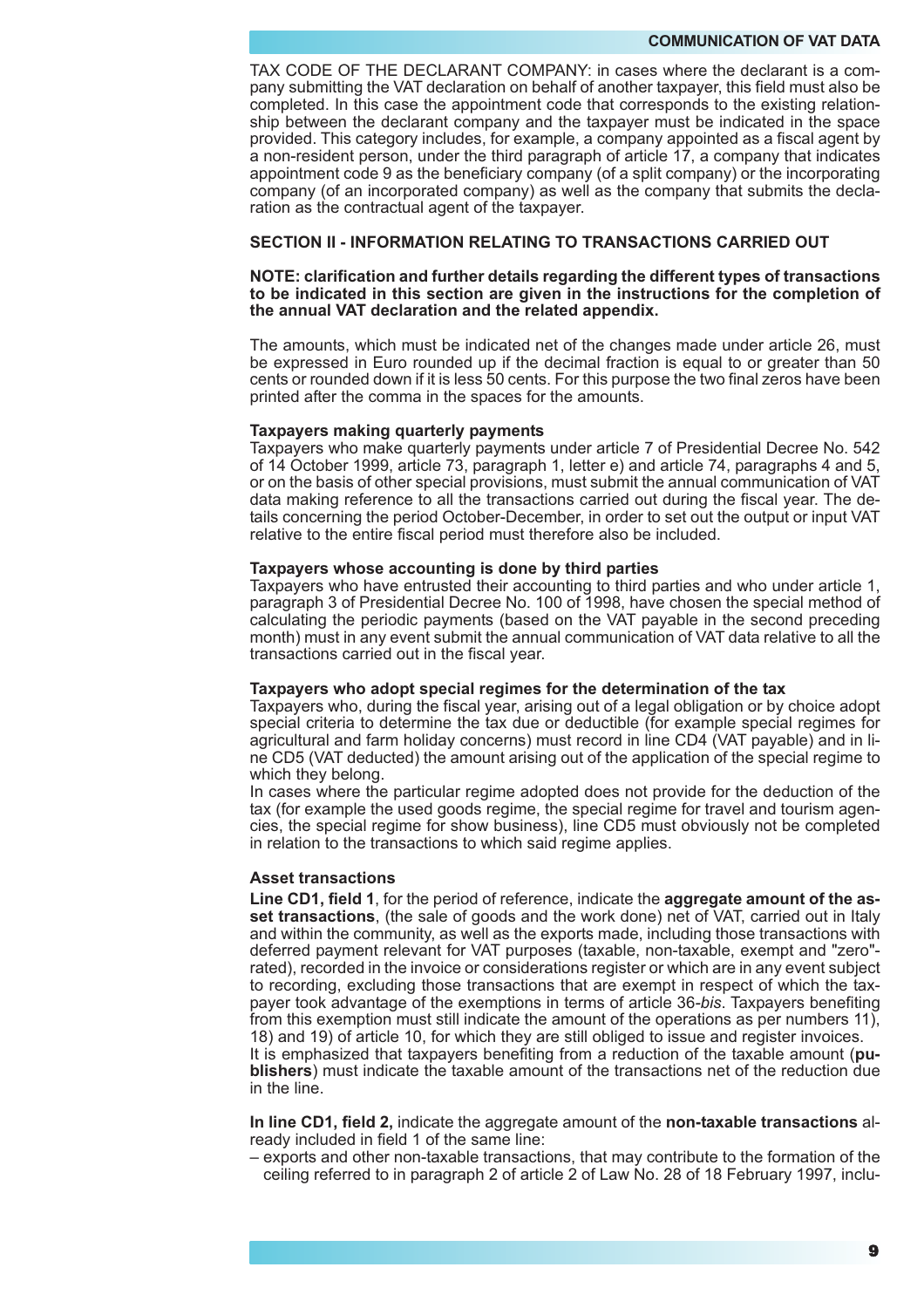TAX CODE OF THE DECLARANT COMPANY: in cases where the declarant is a company submitting the VAT declaration on behalf of another taxpayer, this field must also be completed. In this case the appointment code that corresponds to the existing relationship between the declarant company and the taxpayer must be indicated in the space provided. This category includes, for example, a company appointed as a fiscal agent by a non-resident person, under the third paragraph of article 17, a company that indicates appointment code 9 as the beneficiary company (of a split company) or the incorporating company (of an incorporated company) as well as the company that submits the declaration as the contractual agent of the taxpayer.

## SECTION II - INFORMATION RELATING TO TRANSACTIONS CARRIED OUT

**NOTE: clarification and further details regarding the different types of transactions to be indicated in this section are given in the instructions for the completion of the annual VAT declaration and the related appendix.**

The amounts, which must be indicated net of the changes made under article 26, must be expressed in Euro rounded up if the decimal fraction is equal to or greater than 50 cents or rounded down if it is less 50 cents. For this purpose the two final zeros have been printed after the comma in the spaces for the amounts.

### Taxpayers making quarterly payments

Taxpayers who make quarterly payments under article 7 of Presidential Decree No. 542 of 14 October 1999, article 73, paragraph 1, letter e) and article 74, paragraphs 4 and 5, or on the basis of other special provisions, must submit the annual communication of VAT data making reference to all the transactions carried out during the fiscal year. The details concerning the period October-December, in order to set out the output or input VAT relative to the entire fiscal period must therefore also be included.

### Taxpayers whose accounting is done by third parties

Taxpayers who have entrusted their accounting to third parties and who under article 1, paragraph 3 of Presidential Decree No. 100 of 1998, have chosen the special method of calculating the periodic payments (based on the VAT payable in the second preceding month) must in any event submit the annual communication of VAT data relative to all the transactions carried out in the fiscal year.

### Taxpayers who adopt special regimes for the determination of the tax

Taxpayers who, during the fiscal year, arising out of a legal obligation or by choice adopt special criteria to determine the tax due or deductible (for example special regimes for agricultural and farm holiday concerns) must record in line CD4 (VAT payable) and in line CD5 (VAT deducted) the amount arising out of the application of the special regime to which they belong.

In cases where the particular regime adopted does not provide for the deduction of the tax (for example the used goods regime, the special regime for travel and tourism agencies, the special regime for show business), line CD5 must obviously not be completed in relation to the transactions to which said regime applies.

### Asset transactions

**Line CD1, field 1**, for the period of reference, indicate the **aggregate amount of the asset transactions**, (the sale of goods and the work done) net of VAT, carried out in Italy and within the community, as well as the exports made, including those transactions with deferred payment relevant for VAT purposes (taxable, non-taxable, exempt and "zero"-rated), recorded in the invoice or considerations register or which are in any event subject to recording, excluding those transactions that are exempt in respect of which the taxpayer took advantage of the exemptions in terms of article 36-*bis*. Taxpayers benefiting from this exemption must still indicate the amount of the operations as per numbers 11), 18) and 19) of article 10, for which they are still obliged to issue and register invoices.

It is emphasized that taxpayers benefiting from a reduction of the taxable amount (**publishers**) must indicate the taxable amount of the transactions net of the reduction due in the line.

**In line CD1, field 2,** indicate the aggregate amount of the **non-taxable transactions** already included in field 1 of the same line:

– exports and other non-taxable transactions, that may contribute to the formation of the ceiling referred to in paragraph 2 of article 2 of Law No. 28 of 18 February 1997, inclu-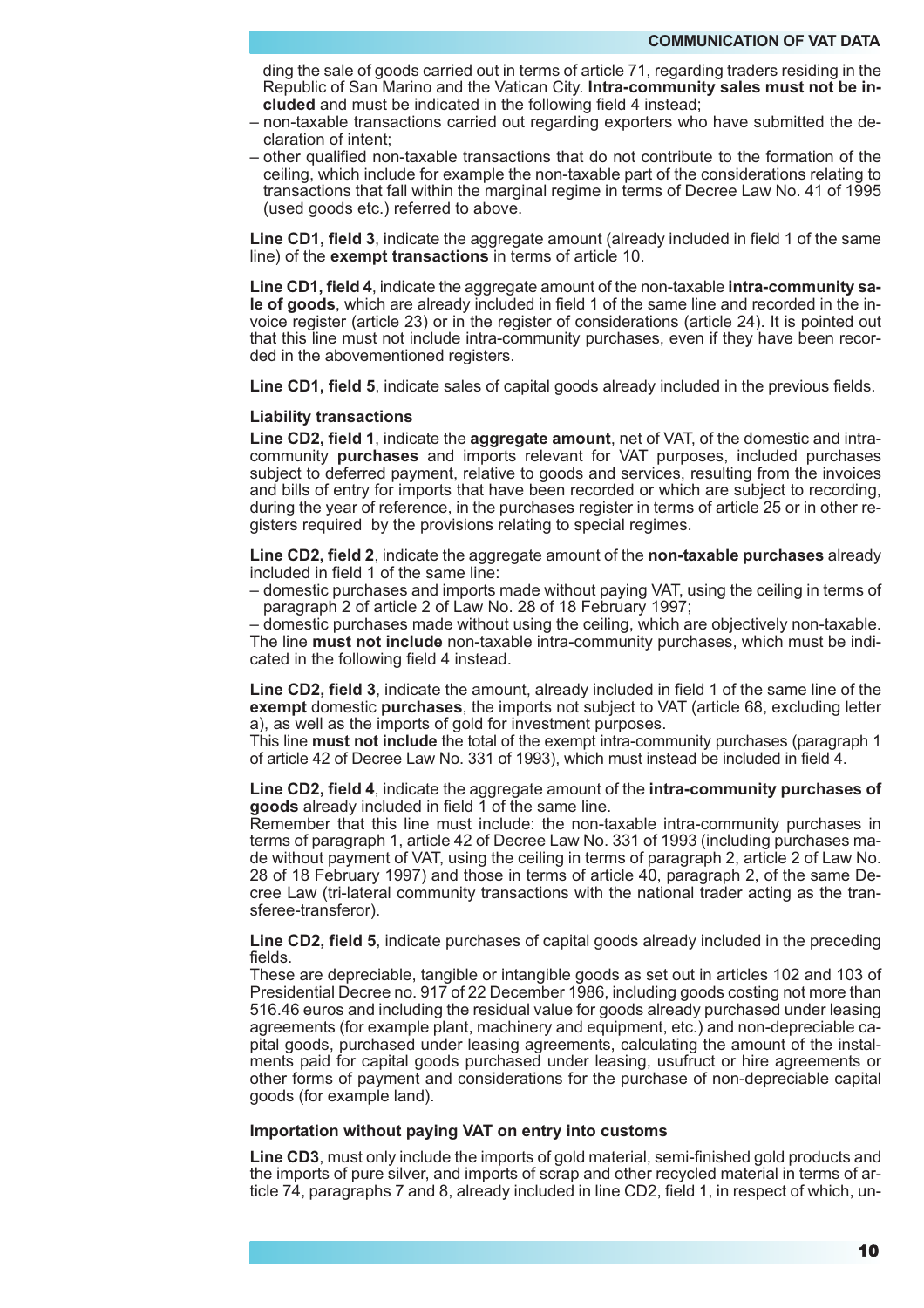ding the sale of goods carried out in terms of article 71, regarding traders residing in the Republic of San Marino and the Vatican City. **Intra-community sales must not be included** and must be indicated in the following field 4 instead;
- non-taxable transactions carried out regarding exporters who have submitted the declaration of intent;
- other qualified non-taxable transactions that do not contribute to the formation of the ceiling, which include for example the non-taxable part of the considerations relating to transactions that fall within the marginal regime in terms of Decree Law No. 41 of 1995 (used goods etc.) referred to above.

**Line CD1, field 3**, indicate the aggregate amount (already included in field 1 of the same line) of the **exempt transactions** in terms of article 10.

**Line CD1, field 4**, indicate the aggregate amount of the non-taxable **intra-community sale of goods**, which are already included in field 1 of the same line and recorded in the invoice register (article 23) or in the register of considerations (article 24). It is pointed out that this line must not include intra-community purchases, even if they have been recorded in the abovementioned registers.

**Line CD1, field 5**, indicate sales of capital goods already included in the previous fields.

**Liability transactions**

**Line CD2, field 1**, indicate the **aggregate amount**, net of VAT, of the domestic and intra-community **purchases** and imports relevant for VAT purposes, included purchases subject to deferred payment, relative to goods and services, resulting from the invoices and bills of entry for imports that have been recorded or which are subject to recording, during the year of reference, in the purchases register in terms of article 25 or in other registers required by the provisions relating to special regimes.

**Line CD2, field 2**, indicate the aggregate amount of the **non-taxable purchases** already included in field 1 of the same line:
- domestic purchases and imports made without paying VAT, using the ceiling in terms of paragraph 2 of article 2 of Law No. 28 of 18 February 1997;
- domestic purchases made without using the ceiling, which are objectively non-taxable.

The line **must not include** non-taxable intra-community purchases, which must be indicated in the following field 4 instead.

**Line CD2, field 3**, indicate the amount, already included in field 1 of the same line of the **exempt** domestic **purchases**, the imports not subject to VAT (article 68, excluding letter a), as well as the imports of gold for investment purposes.
This line **must not include** the total of the exempt intra-community purchases (paragraph 1 of article 42 of Decree Law No. 331 of 1993), which must instead be included in field 4.

**Line CD2, field 4**, indicate the aggregate amount of the **intra-community purchases of goods** already included in field 1 of the same line.
Remember that this line must include: the non-taxable intra-community purchases in terms of paragraph 1, article 42 of Decree Law No. 331 of 1993 (including purchases made without payment of VAT, using the ceiling in terms of paragraph 2, article 2 of Law No. 28 of 18 February 1997) and those in terms of article 40, paragraph 2, of the same Decree Law (tri-lateral community transactions with the national trader acting as the transferee-transferor).

**Line CD2, field 5**, indicate purchases of capital goods already included in the preceding fields.
These are depreciable, tangible or intangible goods as set out in articles 102 and 103 of Presidential Decree no. 917 of 22 December 1986, including goods costing not more than 516.46 euros and including the residual value for goods already purchased under leasing agreements (for example plant, machinery and equipment, etc.) and non-depreciable capital goods, purchased under leasing agreements, calculating the amount of the instalments paid for capital goods purchased under leasing, usufruct or hire agreements or other forms of payment and considerations for the purchase of non-depreciable capital goods (for example land).

**Importation without paying VAT on entry into customs**

**Line CD3**, must only include the imports of gold material, semi-finished gold products and the imports of pure silver, and imports of scrap and other recycled material in terms of article 74, paragraphs 7 and 8, already included in line CD2, field 1, in respect of which, un-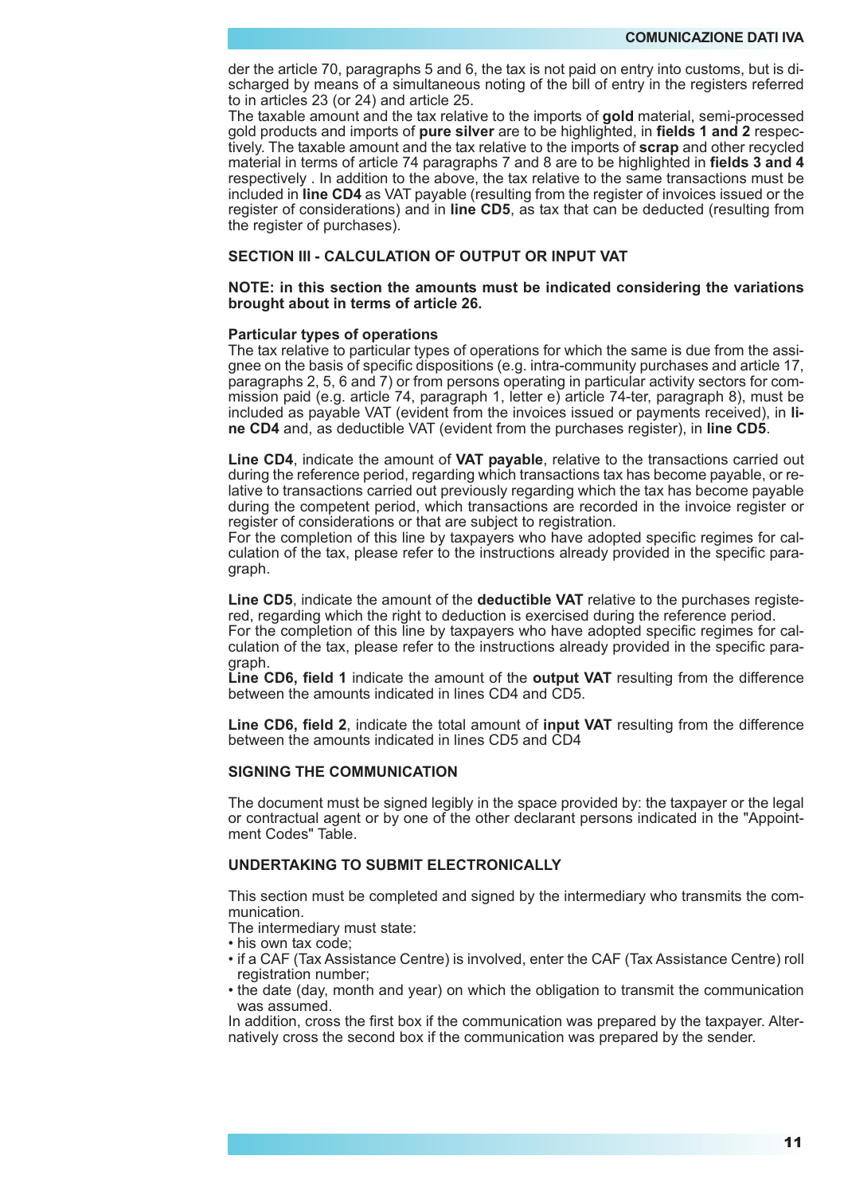der the article 70, paragraphs 5 and 6, the tax is not paid on entry into customs, but is discharged by means of a simultaneous noting of the bill of entry in the registers referred to in articles 23 (or 24) and article 25.
The taxable amount and the tax relative to the imports of **gold** material, semi-processed gold products and imports of **pure silver** are to be highlighted, in **fields 1 and 2** respectively. The taxable amount and the tax relative to the imports of **scrap** and other recycled material in terms of article 74 paragraphs 7 and 8 are to be highlighted in **fields 3 and 4** respectively . In addition to the above, the tax relative to the same transactions must be included in **line CD4** as VAT payable (resulting from the register of invoices issued or the register of considerations) and in **line CD5**, as tax that can be deducted (resulting from the register of purchases).

### SECTION III - CALCULATION OF OUTPUT OR INPUT VAT

**NOTE: in this section the amounts must be indicated considering the variations brought about in terms of article 26.**

**Particular types of operations**
The tax relative to particular types of operations for which the same is due from the assignee on the basis of specific dispositions (e.g. intra-community purchases and article 17, paragraphs 2, 5, 6 and 7) or from persons operating in particular activity sectors for commission paid (e.g. article 74, paragraph 1, letter e) article 74-ter, paragraph 8), must be included as payable VAT (evident from the invoices issued or payments received), in **line CD4** and, as deductible VAT (evident from the purchases register), in **line CD5**.

**Line CD4**, indicate the amount of **VAT payable**, relative to the transactions carried out during the reference period, regarding which transactions tax has become payable, or relative to transactions carried out previously regarding which the tax has become payable during the competent period, which transactions are recorded in the invoice register or register of considerations or that are subject to registration.
For the completion of this line by taxpayers who have adopted specific regimes for calculation of the tax, please refer to the instructions already provided in the specific paragraph.

**Line CD5**, indicate the amount of the **deductible VAT** relative to the purchases registered, regarding which the right to deduction is exercised during the reference period.
For the completion of this line by taxpayers who have adopted specific regimes for calculation of the tax, please refer to the instructions already provided in the specific paragraph.
**Line CD6, field 1** indicate the amount of the **output VAT** resulting from the difference between the amounts indicated in lines CD4 and CD5.

**Line CD6, field 2**, indicate the total amount of **input VAT** resulting from the difference between the amounts indicated in lines CD5 and CD4

### SIGNING THE COMMUNICATION

The document must be signed legibly in the space provided by: the taxpayer or the legal or contractual agent or by one of the other declarant persons indicated in the "Appointment Codes" Table.

### UNDERTAKING TO SUBMIT ELECTRONICALLY

This section must be completed and signed by the intermediary who transmits the communication.
The intermediary must state:

- his own tax code;
- if a CAF (Tax Assistance Centre) is involved, enter the CAF (Tax Assistance Centre) roll registration number;
- the date (day, month and year) on which the obligation to transmit the communication was assumed.

In addition, cross the first box if the communication was prepared by the taxpayer. Alternatively cross the second box if the communication was prepared by the sender.